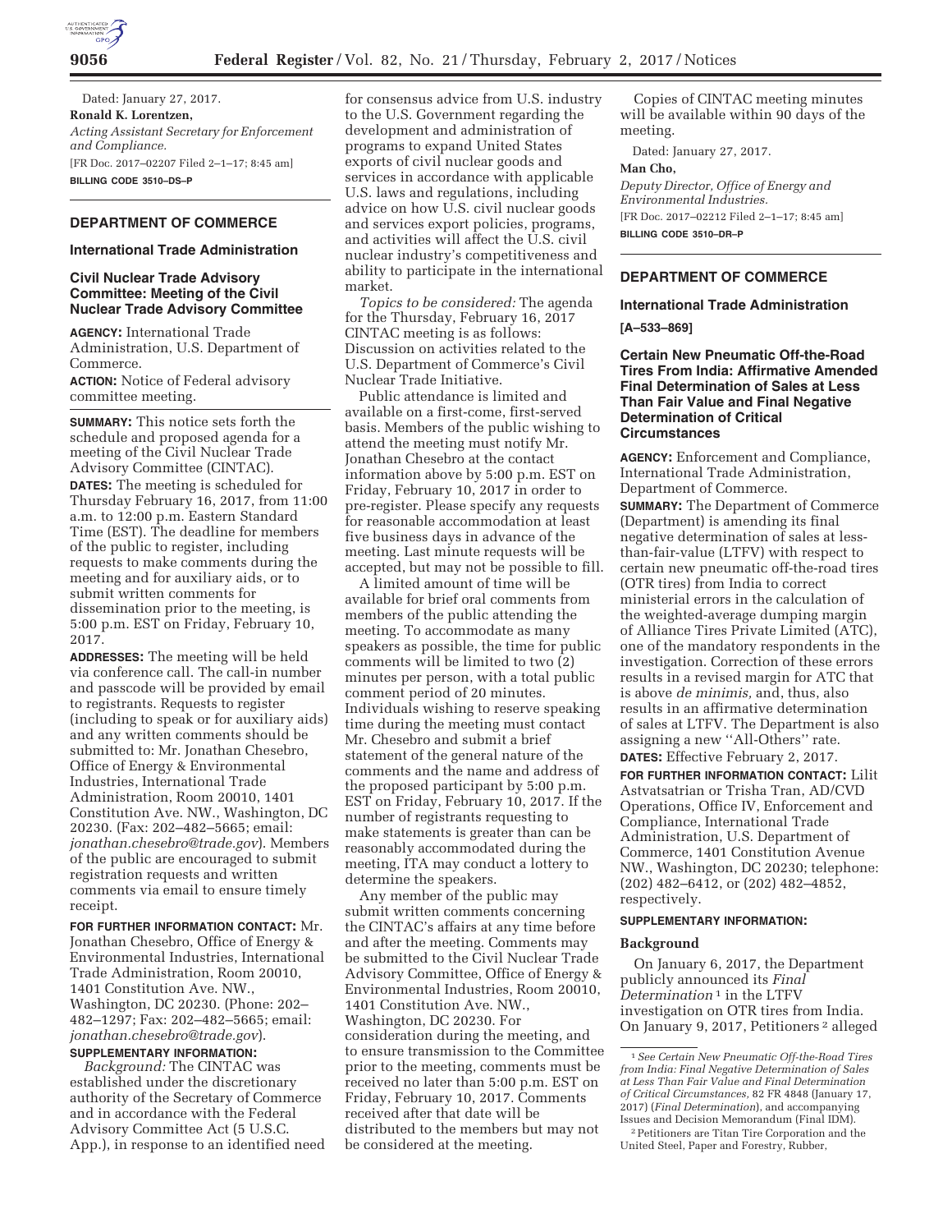Dated: January 27, 2017.

**Ronald K. Lorentzen,**

*Acting Assistant Secretary for Enforcement and Compliance.*

[FR Doc. 2017–02207 Filed 2–1–17; 8:45 am]

**BILLING CODE 3510–DS–P**

## DEPARTMENT OF COMMERCE

### International Trade Administration

### Civil Nuclear Trade Advisory Committee: Meeting of the Civil Nuclear Trade Advisory Committee

**AGENCY:** International Trade Administration, U.S. Department of Commerce.

**ACTION:** Notice of Federal advisory committee meeting.

**SUMMARY:** This notice sets forth the schedule and proposed agenda for a meeting of the Civil Nuclear Trade Advisory Committee (CINTAC).

**DATES:** The meeting is scheduled for Thursday February 16, 2017, from 11:00 a.m. to 12:00 p.m. Eastern Standard Time (EST). The deadline for members of the public to register, including requests to make comments during the meeting and for auxiliary aids, or to submit written comments for dissemination prior to the meeting, is 5:00 p.m. EST on Friday, February 10, 2017.

**ADDRESSES:** The meeting will be held via conference call. The call-in number and passcode will be provided by email to registrants. Requests to register (including to speak or for auxiliary aids) and any written comments should be submitted to: Mr. Jonathan Chesebro, Office of Energy & Environmental Industries, International Trade Administration, Room 20010, 1401 Constitution Ave. NW., Washington, DC 20230. (Fax: 202–482–5665; email: *jonathan.chesebro@trade.gov*). Members of the public are encouraged to submit registration requests and written comments via email to ensure timely receipt.

**FOR FURTHER INFORMATION CONTACT:** Mr. Jonathan Chesebro, Office of Energy & Environmental Industries, International Trade Administration, Room 20010, 1401 Constitution Ave. NW., Washington, DC 20230. (Phone: 202–482–1297; Fax: 202–482–5665; email: *jonathan.chesebro@trade.gov*).

**SUPPLEMENTARY INFORMATION:**

*Background:* The CINTAC was established under the discretionary authority of the Secretary of Commerce and in accordance with the Federal Advisory Committee Act (5 U.S.C. App.), in response to an identified need for consensus advice from U.S. industry to the U.S. Government regarding the development and administration of programs to expand United States exports of civil nuclear goods and services in accordance with applicable U.S. laws and regulations, including advice on how U.S. civil nuclear goods and services export policies, programs, and activities will affect the U.S. civil nuclear industry's competitiveness and ability to participate in the international market.

*Topics to be considered:* The agenda for the Thursday, February 16, 2017 CINTAC meeting is as follows: Discussion on activities related to the U.S. Department of Commerce's Civil Nuclear Trade Initiative.

Public attendance is limited and available on a first-come, first-served basis. Members of the public wishing to attend the meeting must notify Mr. Jonathan Chesebro at the contact information above by 5:00 p.m. EST on Friday, February 10, 2017 in order to pre-register. Please specify any requests for reasonable accommodation at least five business days in advance of the meeting. Last minute requests will be accepted, but may not be possible to fill.

A limited amount of time will be available for brief oral comments from members of the public attending the meeting. To accommodate as many speakers as possible, the time for public comments will be limited to two (2) minutes per person, with a total public comment period of 20 minutes. Individuals wishing to reserve speaking time during the meeting must contact Mr. Chesebro and submit a brief statement of the general nature of the comments and the name and address of the proposed participant by 5:00 p.m. EST on Friday, February 10, 2017. If the number of registrants requesting to make statements is greater than can be reasonably accommodated during the meeting, ITA may conduct a lottery to determine the speakers.

Any member of the public may submit written comments concerning the CINTAC's affairs at any time before and after the meeting. Comments may be submitted to the Civil Nuclear Trade Advisory Committee, Office of Energy & Environmental Industries, Room 20010, 1401 Constitution Ave. NW., Washington, DC 20230. For consideration during the meeting, and to ensure transmission to the Committee prior to the meeting, comments must be received no later than 5:00 p.m. EST on Friday, February 10, 2017. Comments received after that date will be distributed to the members but may not be considered at the meeting.

Copies of CINTAC meeting minutes will be available within 90 days of the meeting.

Dated: January 27, 2017.

**Man Cho,**

*Deputy Director, Office of Energy and Environmental Industries.*

[FR Doc. 2017–02212 Filed 2–1–17; 8:45 am]

**BILLING CODE 3510–DR–P**

## DEPARTMENT OF COMMERCE

### International Trade Administration

**[A–533–869]**

### Certain New Pneumatic Off-the-Road Tires From India: Affirmative Amended Final Determination of Sales at Less Than Fair Value and Final Negative Determination of Critical Circumstances

**AGENCY:** Enforcement and Compliance, International Trade Administration, Department of Commerce.

**SUMMARY:** The Department of Commerce (Department) is amending its final negative determination of sales at less-than-fair-value (LTFV) with respect to certain new pneumatic off-the-road tires (OTR tires) from India to correct ministerial errors in the calculation of the weighted-average dumping margin of Alliance Tires Private Limited (ATC), one of the mandatory respondents in the investigation. Correction of these errors results in a revised margin for ATC that is above *de minimis,* and, thus, also results in an affirmative determination of sales at LTFV. The Department is also assigning a new ''All-Others'' rate.

**DATES:** Effective February 2, 2017.

**FOR FURTHER INFORMATION CONTACT:** Lilit Astvatsatrian or Trisha Tran, AD/CVD Operations, Office IV, Enforcement and Compliance, International Trade Administration, U.S. Department of Commerce, 1401 Constitution Avenue NW., Washington, DC 20230; telephone: (202) 482–6412, or (202) 482–4852, respectively.

**SUPPLEMENTARY INFORMATION:**

#### Background

On January 6, 2017, the Department publicly announced its *Final Determination*[1] in the LTFV investigation on OTR tires from India. On January 9, 2017, Petitioners[2] alleged

[1] *See Certain New Pneumatic Off-the-Road Tires from India: Final Negative Determination of Sales at Less Than Fair Value and Final Determination of Critical Circumstances,* 82 FR 4848 (January 17, 2017) (*Final Determination*), and accompanying Issues and Decision Memorandum (Final IDM).

[2] Petitioners are Titan Tire Corporation and the United Steel, Paper and Forestry, Rubber,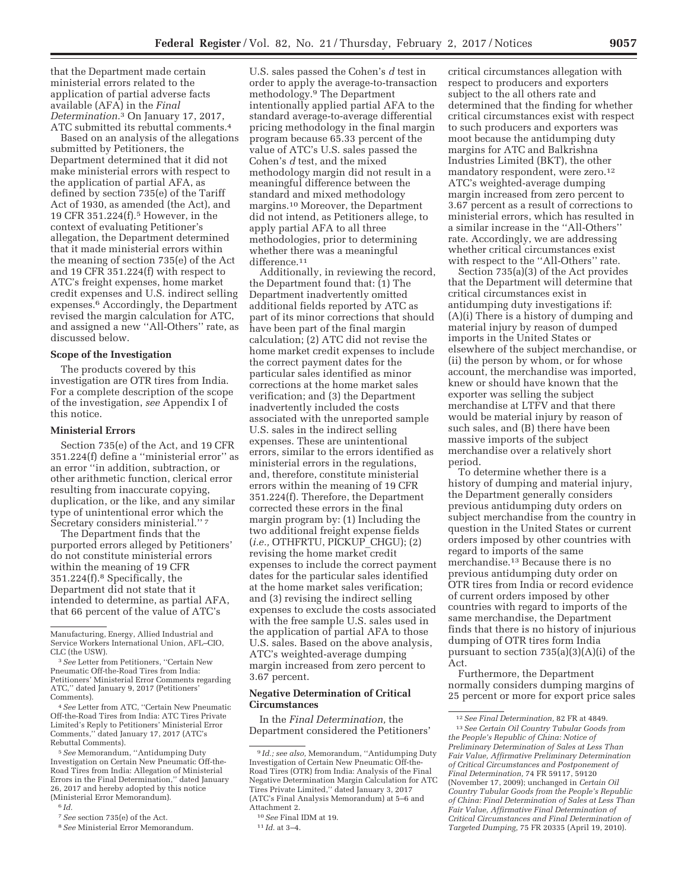that the Department made certain ministerial errors related to the application of partial adverse facts available (AFA) in the *Final Determination.*[3] On January 17, 2017, ATC submitted its rebuttal comments.[4]

Based on an analysis of the allegations submitted by Petitioners, the Department determined that it did not make ministerial errors with respect to the application of partial AFA, as defined by section 735(e) of the Tariff Act of 1930, as amended (the Act), and 19 CFR 351.224(f).[5] However, in the context of evaluating Petitioner's allegation, the Department determined that it made ministerial errors within the meaning of section 735(e) of the Act and 19 CFR 351.224(f) with respect to ATC's freight expenses, home market credit expenses and U.S. indirect selling expenses.[6] Accordingly, the Department revised the margin calculation for ATC, and assigned a new ''All-Others'' rate, as discussed below.

## Scope of the Investigation

The products covered by this investigation are OTR tires from India. For a complete description of the scope of the investigation, *see* Appendix I of this notice.

## Ministerial Errors

Section 735(e) of the Act, and 19 CFR 351.224(f) define a ''ministerial error'' as an error ''in addition, subtraction, or other arithmetic function, clerical error resulting from inaccurate copying, duplication, or the like, and any similar type of unintentional error which the Secretary considers ministerial.''[7]

The Department finds that the purported errors alleged by Petitioners' do not constitute ministerial errors within the meaning of 19 CFR 351.224(f).[8] Specifically, the Department did not state that it intended to determine, as partial AFA, that 66 percent of the value of ATC's U.S. sales passed the Cohen's *d* test in order to apply the average-to-transaction methodology.[9] The Department intentionally applied partial AFA to the standard average-to-average differential pricing methodology in the final margin program because 65.33 percent of the value of ATC's U.S. sales passed the Cohen's *d* test, and the mixed methodology margin did not result in a meaningful difference between the standard and mixed methodology margins.[10] Moreover, the Department did not intend, as Petitioners allege, to apply partial AFA to all three methodologies, prior to determining whether there was a meaningful difference.[11]

Additionally, in reviewing the record, the Department found that: (1) The Department inadvertently omitted additional fields reported by ATC as part of its minor corrections that should have been part of the final margin calculation; (2) ATC did not revise the home market credit expenses to include the correct payment dates for the particular sales identified as minor corrections at the home market sales verification; and (3) the Department inadvertently included the costs associated with the unreported sample U.S. sales in the indirect selling expenses. These are unintentional errors, similar to the errors identified as ministerial errors in the regulations, and, therefore, constitute ministerial errors within the meaning of 19 CFR 351.224(f). Therefore, the Department corrected these errors in the final margin program by: (1) Including the two additional freight expense fields (*i.e.,* OTHFRTU, PICKUP_CHGU); (2) revising the home market credit expenses to include the correct payment dates for the particular sales identified at the home market sales verification; and (3) revising the indirect selling expenses to exclude the costs associated with the free sample U.S. sales used in the application of partial AFA to those U.S. sales. Based on the above analysis, ATC's weighted-average dumping margin increased from zero percent to 3.67 percent.

## Negative Determination of Critical Circumstances

In the *Final Determination,* the Department considered the Petitioners' critical circumstances allegation with respect to producers and exporters subject to the all others rate and determined that the finding for whether critical circumstances exist with respect to such producers and exporters was moot because the antidumping duty margins for ATC and Balkrishna Industries Limited (BKT), the other mandatory respondent, were zero.[12] ATC's weighted-average dumping margin increased from zero percent to 3.67 percent as a result of corrections to ministerial errors, which has resulted in a similar increase in the ''All-Others'' rate. Accordingly, we are addressing whether critical circumstances exist with respect to the ''All-Others'' rate.

Section 735(a)(3) of the Act provides that the Department will determine that critical circumstances exist in antidumping duty investigations if: (A)(i) There is a history of dumping and material injury by reason of dumped imports in the United States or elsewhere of the subject merchandise, or (ii) the person by whom, or for whose account, the merchandise was imported, knew or should have known that the exporter was selling the subject merchandise at LTFV and that there would be material injury by reason of such sales, and (B) there have been massive imports of the subject merchandise over a relatively short period.

To determine whether there is a history of dumping and material injury, the Department generally considers previous antidumping duty orders on subject merchandise from the country in question in the United States or current orders imposed by other countries with regard to imports of the same merchandise.[13] Because there is no previous antidumping duty order on OTR tires from India or record evidence of current orders imposed by other countries with regard to imports of the same merchandise, the Department finds that there is no history of injurious dumping of OTR tires form India pursuant to section 735(a)(3)(A)(i) of the Act.

Furthermore, the Department normally considers dumping margins of 25 percent or more for export price sales

---

Manufacturing, Energy, Allied Industrial and Service Workers International Union, AFL–CIO, CLC (the USW).

[3] *See* Letter from Petitioners, ''Certain New Pneumatic Off-the-Road Tires from India: Petitioners' Ministerial Error Comments regarding ATC,'' dated January 9, 2017 (Petitioners' Comments).

[4] *See* Letter from ATC, ''Certain New Pneumatic Off-the-Road Tires from India: ATC Tires Private Limited's Reply to Petitioners' Ministerial Error Comments,'' dated January 17, 2017 (ATC's Rebuttal Comments).

[5] *See* Memorandum, ''Antidumping Duty Investigation on Certain New Pneumatic Off-the-Road Tires from India: Allegation of Ministerial Errors in the Final Determination,'' dated January 26, 2017 and hereby adopted by this notice (Ministerial Error Memorandum).

[6] *Id.*

[7] *See* section 735(e) of the Act.

[8] *See* Ministerial Error Memorandum.

[9] *Id.; see also,* Memorandum, ''Antidumping Duty Investigation of Certain New Pneumatic Off-the-Road Tires (OTR) from India: Analysis of the Final Negative Determination Margin Calculation for ATC Tires Private Limited,'' dated January 3, 2017 (ATC's Final Analysis Memorandum) at 5–6 and Attachment 2.

[10] *See* Final IDM at 19.

[11] *Id.* at 3–4.

[12] *See Final Determination,* 82 FR at 4849.

[13] *See Certain Oil Country Tubular Goods from the People's Republic of China: Notice of Preliminary Determination of Sales at Less Than Fair Value, Affirmative Preliminary Determination of Critical Circumstances and Postponement of Final Determination,* 74 FR 59117, 59120 (November 17, 2009); unchanged in *Certain Oil Country Tubular Goods from the People's Republic of China: Final Determination of Sales at Less Than Fair Value, Affirmative Final Determination of Critical Circumstances and Final Determination of Targeted Dumping,* 75 FR 20335 (April 19, 2010).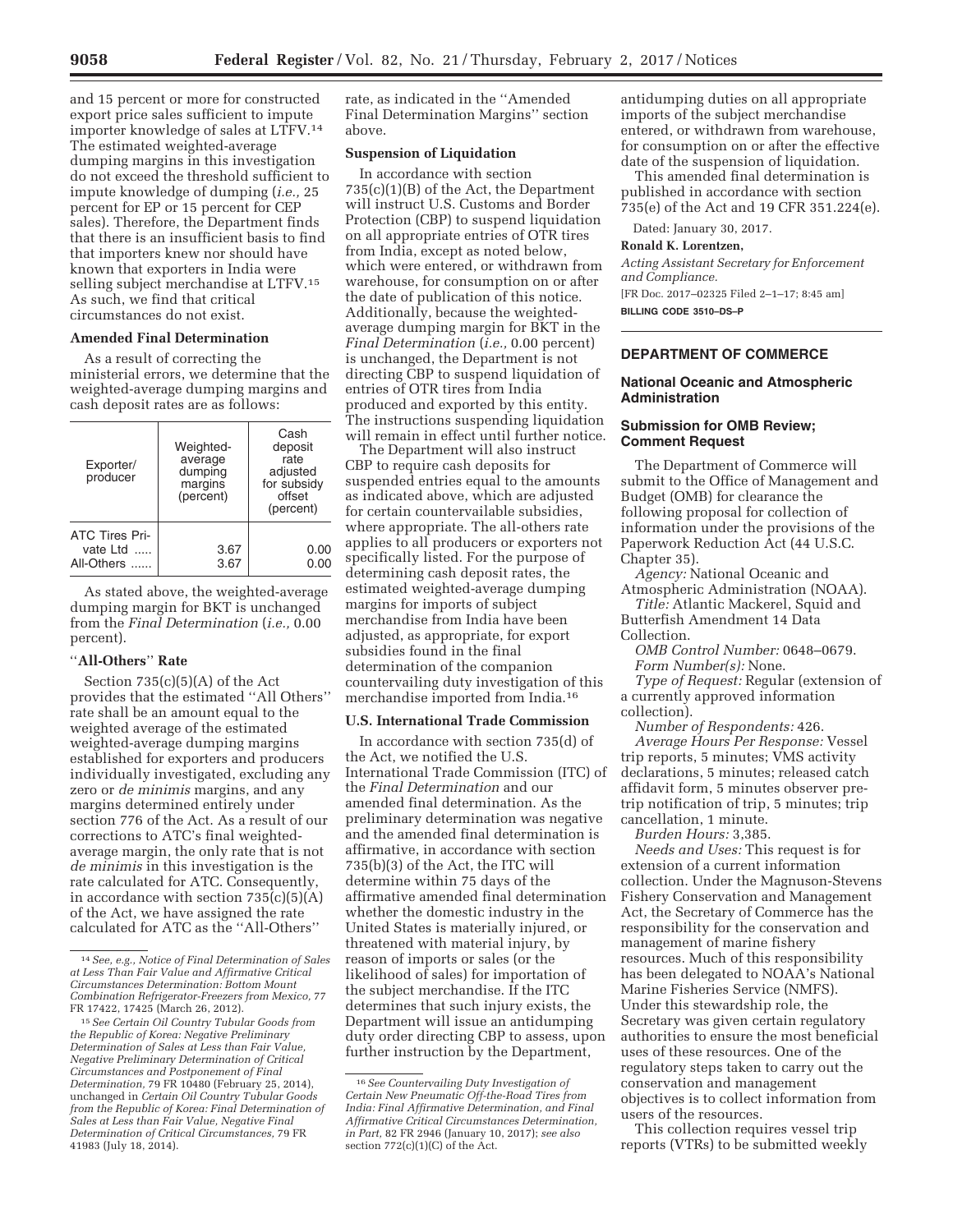and 15 percent or more for constructed export price sales sufficient to impute importer knowledge of sales at LTFV.[14] The estimated weighted-average dumping margins in this investigation do not exceed the threshold sufficient to impute knowledge of dumping (*i.e.,* 25 percent for EP or 15 percent for CEP sales). Therefore, the Department finds that there is an insufficient basis to find that importers knew nor should have known that exporters in India were selling subject merchandise at LTFV.[15] As such, we find that critical circumstances do not exist.

### Amended Final Determination

As a result of correcting the ministerial errors, we determine that the weighted-average dumping margins and cash deposit rates are as follows:

| Exporter/ producer | Weighted-average dumping margins (percent) | Cash deposit rate adjusted for subsidy offset (percent) |
|---|---|---|
| ATC Tires Private Ltd | 3.67 | 0.00 |
| All-Others | 3.67 | 0.00 |

As stated above, the weighted-average dumping margin for BKT is unchanged from the *Final Determination* (*i.e.,* 0.00 percent).

### ''All-Others'' Rate

Section 735(c)(5)(A) of the Act provides that the estimated ''All Others'' rate shall be an amount equal to the weighted average of the estimated weighted-average dumping margins established for exporters and producers individually investigated, excluding any zero or *de minimis* margins, and any margins determined entirely under section 776 of the Act. As a result of our corrections to ATC's final weighted-average margin, the only rate that is not *de minimis* in this investigation is the rate calculated for ATC. Consequently, in accordance with section 735(c)(5)(A) of the Act, we have assigned the rate calculated for ATC as the ''All-Others'' rate, as indicated in the ''Amended Final Determination Margins'' section above.

### Suspension of Liquidation

In accordance with section 735(c)(1)(B) of the Act, the Department will instruct U.S. Customs and Border Protection (CBP) to suspend liquidation on all appropriate entries of OTR tires from India, except as noted below, which were entered, or withdrawn from warehouse, for consumption on or after the date of publication of this notice. Additionally, because the weighted-average dumping margin for BKT in the *Final Determination* (*i.e.,* 0.00 percent) is unchanged, the Department is not directing CBP to suspend liquidation of entries of OTR tires from India produced and exported by this entity. The instructions suspending liquidation will remain in effect until further notice.

The Department will also instruct CBP to require cash deposits for suspended entries equal to the amounts as indicated above, which are adjusted for certain countervailable subsidies, where appropriate. The all-others rate applies to all producers or exporters not specifically listed. For the purpose of determining cash deposit rates, the estimated weighted-average dumping margins for imports of subject merchandise from India have been adjusted, as appropriate, for export subsidies found in the final determination of the companion countervailing duty investigation of this merchandise imported from India.[16]

### U.S. International Trade Commission

In accordance with section 735(d) of the Act, we notified the U.S. International Trade Commission (ITC) of the *Final Determination* and our amended final determination. As the preliminary determination was negative and the amended final determination is affirmative, in accordance with section 735(b)(3) of the Act, the ITC will determine within 75 days of the affirmative amended final determination whether the domestic industry in the United States is materially injured, or threatened with material injury, by reason of imports or sales (or the likelihood of sales) for importation of the subject merchandise. If the ITC determines that such injury exists, the Department will issue an antidumping duty order directing CBP to assess, upon further instruction by the Department, antidumping duties on all appropriate imports of the subject merchandise entered, or withdrawn from warehouse, for consumption on or after the effective date of the suspension of liquidation.

This amended final determination is published in accordance with section 735(e) of the Act and 19 CFR 351.224(e).

Dated: January 30, 2017.

**Ronald K. Lorentzen,**

*Acting Assistant Secretary for Enforcement and Compliance.*

[FR Doc. 2017–02325 Filed 2–1–17; 8:45 am]

**BILLING CODE 3510–DS–P**

---

[14] *See, e.g., Notice of Final Determination of Sales at Less Than Fair Value and Affirmative Critical Circumstances Determination: Bottom Mount Combination Refrigerator-Freezers from Mexico,* 77 FR 17422, 17425 (March 26, 2012).

[15] *See Certain Oil Country Tubular Goods from the Republic of Korea: Negative Preliminary Determination of Sales at Less than Fair Value, Negative Preliminary Determination of Critical Circumstances and Postponement of Final Determination,* 79 FR 10480 (February 25, 2014), unchanged in *Certain Oil Country Tubular Goods from the Republic of Korea: Final Determination of Sales at Less than Fair Value, Negative Final Determination of Critical Circumstances,* 79 FR 41983 (July 18, 2014).

[16] *See Countervailing Duty Investigation of Certain New Pneumatic Off-the-Road Tires from India: Final Affirmative Determination, and Final Affirmative Critical Circumstances Determination, in Part,* 82 FR 2946 (January 10, 2017); *see also* section 772(c)(1)(C) of the Act.

---

## DEPARTMENT OF COMMERCE

### National Oceanic and Atmospheric Administration

### Submission for OMB Review; Comment Request

The Department of Commerce will submit to the Office of Management and Budget (OMB) for clearance the following proposal for collection of information under the provisions of the Paperwork Reduction Act (44 U.S.C. Chapter 35).

*Agency:* National Oceanic and Atmospheric Administration (NOAA).

*Title:* Atlantic Mackerel, Squid and Butterfish Amendment 14 Data Collection.

*OMB Control Number:* 0648–0679.

*Form Number(s):* None.

*Type of Request:* Regular (extension of a currently approved information collection).

*Number of Respondents:* 426.

*Average Hours Per Response:* Vessel trip reports, 5 minutes; VMS activity declarations, 5 minutes; released catch affidavit form, 5 minutes observer pre-trip notification of trip, 5 minutes; trip cancellation, 1 minute.

*Burden Hours:* 3,385.

*Needs and Uses:* This request is for extension of a current information collection. Under the Magnuson-Stevens Fishery Conservation and Management Act, the Secretary of Commerce has the responsibility for the conservation and management of marine fishery resources. Much of this responsibility has been delegated to NOAA's National Marine Fisheries Service (NMFS). Under this stewardship role, the Secretary was given certain regulatory authorities to ensure the most beneficial uses of these resources. One of the regulatory steps taken to carry out the conservation and management objectives is to collect information from users of the resources.

This collection requires vessel trip reports (VTRs) to be submitted weekly